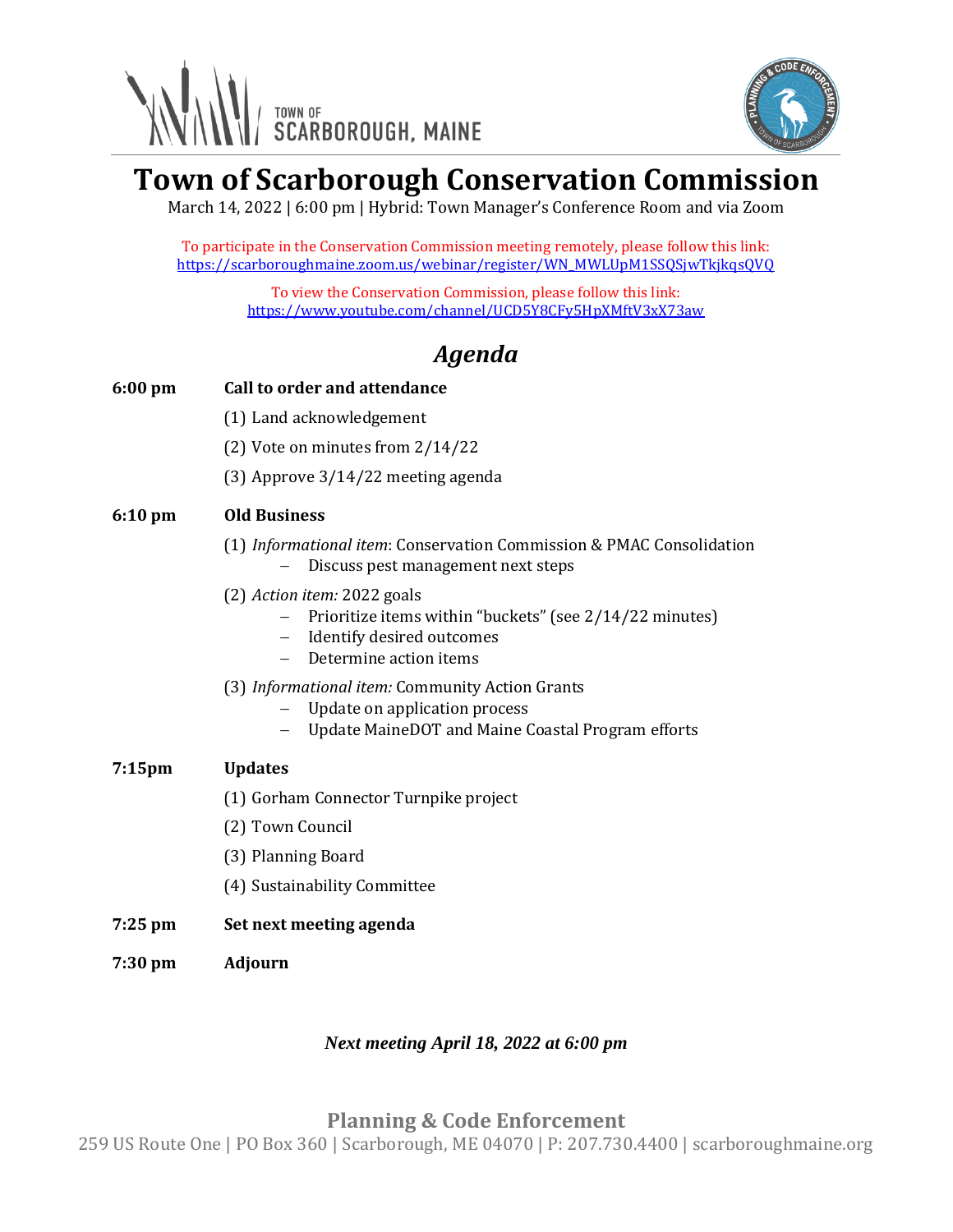TOWN OF SCARBOROUGH, MAINE

# Town of Scarborough Conservation Commission

March 14, 2022 | 6:00 pm | Hybrid: Town Manager's Conference Room and via Zoom

To participate in the Conservation Commission meeting remotely, please follow this link:
https://scarboroughmaine.zoom.us/webinar/register/WN_MWLUpM1SSQSjwTkjkqsQVQ

To view the Conservation Commission, please follow this link:
https://www.youtube.com/channel/UCD5Y8CFy5HpXMftV3xX73aw

## *Agenda*

**6:00 pm** **Call to order and attendance**

(1) Land acknowledgement

(2) Vote on minutes from 2/14/22

(3) Approve 3/14/22 meeting agenda

**6:10 pm** **Old Business**

(1) *Informational item*: Conservation Commission & PMAC Consolidation
- Discuss pest management next steps

(2) *Action item:* 2022 goals
- Prioritize items within "buckets" (see 2/14/22 minutes)
- Identify desired outcomes
- Determine action items

(3) *Informational item:* Community Action Grants
- Update on application process
- Update MaineDOT and Maine Coastal Program efforts

**7:15pm** **Updates**

(1) Gorham Connector Turnpike project

(2) Town Council

(3) Planning Board

(4) Sustainability Committee

**7:25 pm** **Set next meeting agenda**

**7:30 pm** **Adjourn**

***Next meeting April 18, 2022 at 6:00 pm***

**Planning & Code Enforcement**
259 US Route One | PO Box 360 | Scarborough, ME 04070 | P: 207.730.4400 | scarboroughmaine.org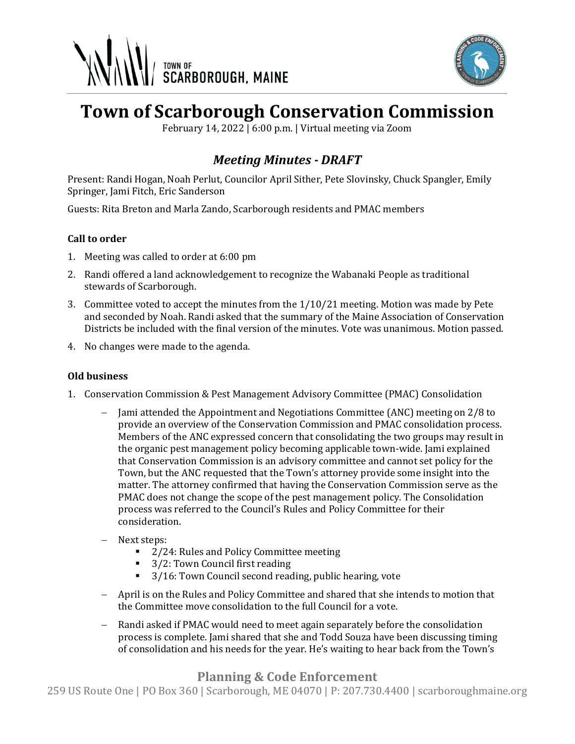# Town of Scarborough Conservation Commission

February 14, 2022 | 6:00 p.m. | Virtual meeting via Zoom

## *Meeting Minutes - DRAFT*

Present: Randi Hogan, Noah Perlut, Councilor April Sither, Pete Slovinsky, Chuck Spangler, Emily Springer, Jami Fitch, Eric Sanderson

Guests: Rita Breton and Marla Zando, Scarborough residents and PMAC members

### Call to order

1. Meeting was called to order at 6:00 pm
2. Randi offered a land acknowledgement to recognize the Wabanaki People as traditional stewards of Scarborough.
3. Committee voted to accept the minutes from the 1/10/21 meeting. Motion was made by Pete and seconded by Noah. Randi asked that the summary of the Maine Association of Conservation Districts be included with the final version of the minutes. Vote was unanimous. Motion passed.
4. No changes were made to the agenda.

### Old business

1. Conservation Commission & Pest Management Advisory Committee (PMAC) Consolidation
   - Jami attended the Appointment and Negotiations Committee (ANC) meeting on 2/8 to provide an overview of the Conservation Commission and PMAC consolidation process. Members of the ANC expressed concern that consolidating the two groups may result in the organic pest management policy becoming applicable town-wide. Jami explained that Conservation Commission is an advisory committee and cannot set policy for the Town, but the ANC requested that the Town's attorney provide some insight into the matter. The attorney confirmed that having the Conservation Commission serve as the PMAC does not change the scope of the pest management policy. The Consolidation process was referred to the Council's Rules and Policy Committee for their consideration.
   - Next steps:
     - 2/24: Rules and Policy Committee meeting
     - 3/2: Town Council first reading
     - 3/16: Town Council second reading, public hearing, vote
   - April is on the Rules and Policy Committee and shared that she intends to motion that the Committee move consolidation to the full Council for a vote.
   - Randi asked if PMAC would need to meet again separately before the consolidation process is complete. Jami shared that she and Todd Souza have been discussing timing of consolidation and his needs for the year. He's waiting to hear back from the Town's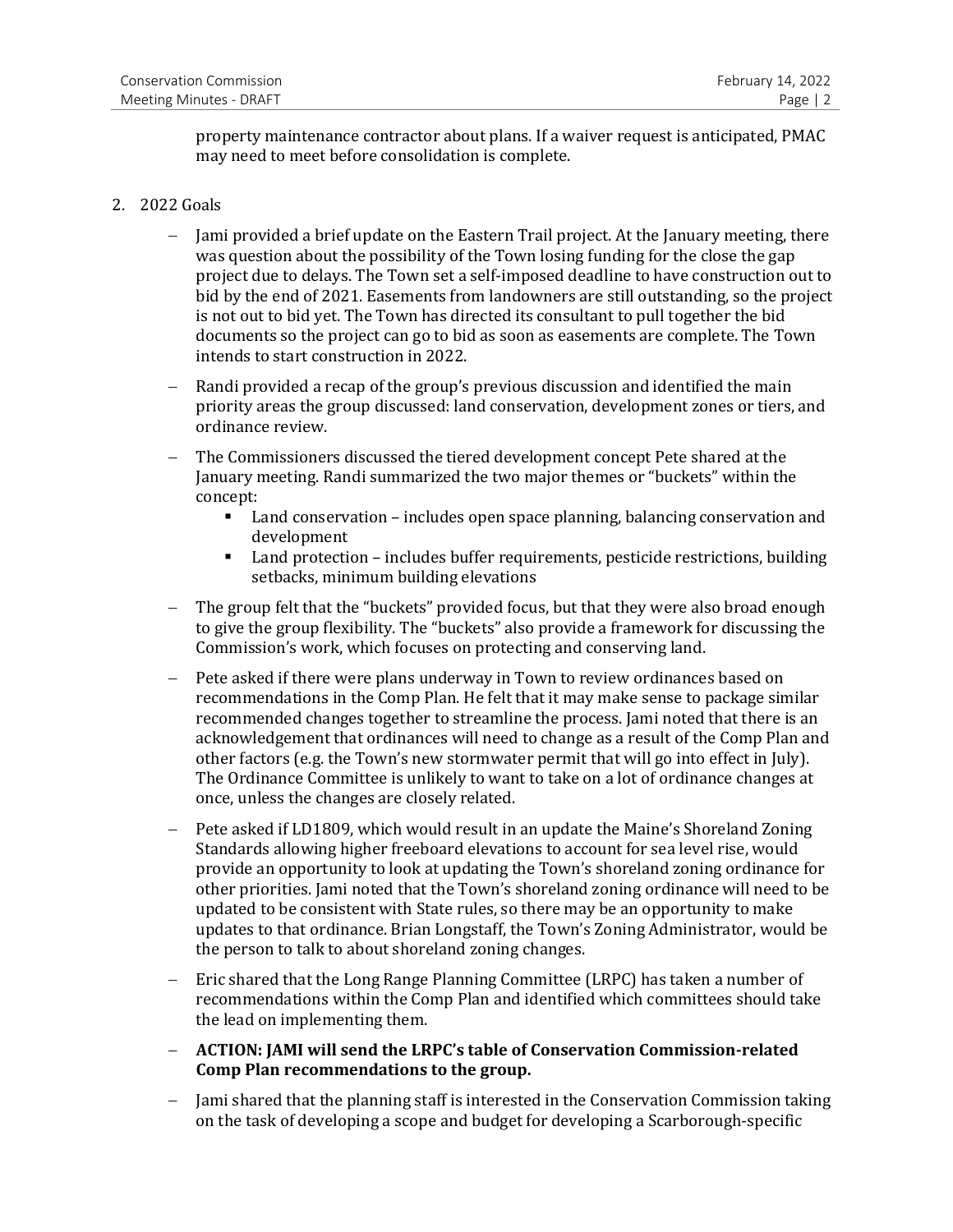property maintenance contractor about plans. If a waiver request is anticipated, PMAC may need to meet before consolidation is complete.

2. 2022 Goals

   - Jami provided a brief update on the Eastern Trail project. At the January meeting, there was question about the possibility of the Town losing funding for the close the gap project due to delays. The Town set a self-imposed deadline to have construction out to bid by the end of 2021. Easements from landowners are still outstanding, so the project is not out to bid yet. The Town has directed its consultant to pull together the bid documents so the project can go to bid as soon as easements are complete. The Town intends to start construction in 2022.
   - Randi provided a recap of the group's previous discussion and identified the main priority areas the group discussed: land conservation, development zones or tiers, and ordinance review.
   - The Commissioners discussed the tiered development concept Pete shared at the January meeting. Randi summarized the two major themes or "buckets" within the concept:
     - Land conservation – includes open space planning, balancing conservation and development
     - Land protection – includes buffer requirements, pesticide restrictions, building setbacks, minimum building elevations
   - The group felt that the "buckets" provided focus, but that they were also broad enough to give the group flexibility. The "buckets" also provide a framework for discussing the Commission's work, which focuses on protecting and conserving land.
   - Pete asked if there were plans underway in Town to review ordinances based on recommendations in the Comp Plan. He felt that it may make sense to package similar recommended changes together to streamline the process. Jami noted that there is an acknowledgement that ordinances will need to change as a result of the Comp Plan and other factors (e.g. the Town's new stormwater permit that will go into effect in July). The Ordinance Committee is unlikely to want to take on a lot of ordinance changes at once, unless the changes are closely related.
   - Pete asked if LD1809, which would result in an update the Maine's Shoreland Zoning Standards allowing higher freeboard elevations to account for sea level rise, would provide an opportunity to look at updating the Town's shoreland zoning ordinance for other priorities. Jami noted that the Town's shoreland zoning ordinance will need to be updated to be consistent with State rules, so there may be an opportunity to make updates to that ordinance. Brian Longstaff, the Town's Zoning Administrator, would be the person to talk to about shoreland zoning changes.
   - Eric shared that the Long Range Planning Committee (LRPC) has taken a number of recommendations within the Comp Plan and identified which committees should take the lead on implementing them.
   - **ACTION: JAMI will send the LRPC's table of Conservation Commission-related Comp Plan recommendations to the group.**
   - Jami shared that the planning staff is interested in the Conservation Commission taking on the task of developing a scope and budget for developing a Scarborough-specific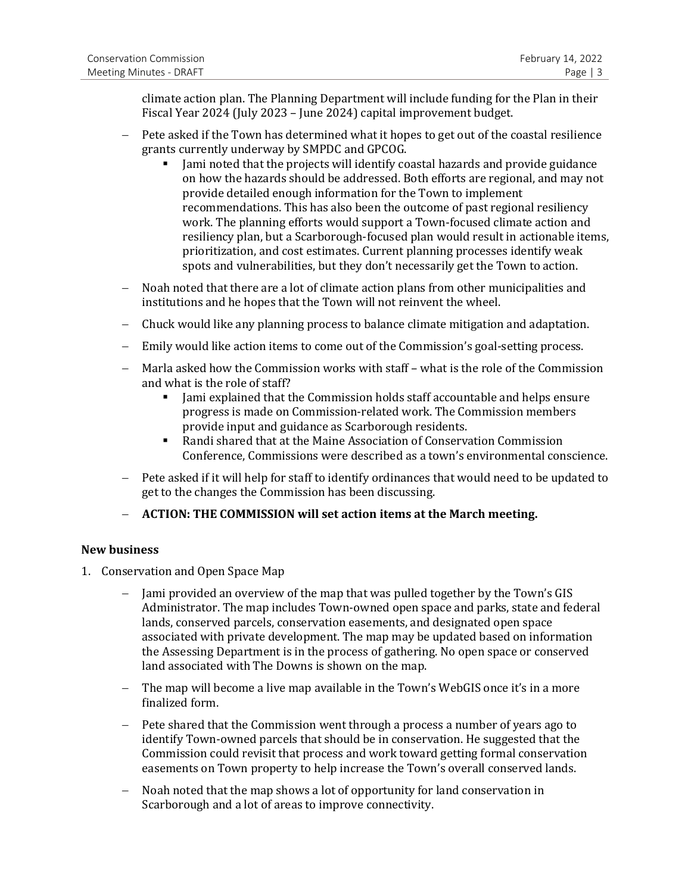climate action plan. The Planning Department will include funding for the Plan in their Fiscal Year 2024 (July 2023 – June 2024) capital improvement budget.

- Pete asked if the Town has determined what it hopes to get out of the coastal resilience grants currently underway by SMPDC and GPCOG.
    - Jami noted that the projects will identify coastal hazards and provide guidance on how the hazards should be addressed. Both efforts are regional, and may not provide detailed enough information for the Town to implement recommendations. This has also been the outcome of past regional resiliency work. The planning efforts would support a Town-focused climate action and resiliency plan, but a Scarborough-focused plan would result in actionable items, prioritization, and cost estimates. Current planning processes identify weak spots and vulnerabilities, but they don't necessarily get the Town to action.
- Noah noted that there are a lot of climate action plans from other municipalities and institutions and he hopes that the Town will not reinvent the wheel.
- Chuck would like any planning process to balance climate mitigation and adaptation.
- Emily would like action items to come out of the Commission's goal-setting process.
- Marla asked how the Commission works with staff – what is the role of the Commission and what is the role of staff?
    - Jami explained that the Commission holds staff accountable and helps ensure progress is made on Commission-related work. The Commission members provide input and guidance as Scarborough residents.
    - Randi shared that at the Maine Association of Conservation Commission Conference, Commissions were described as a town's environmental conscience.
- Pete asked if it will help for staff to identify ordinances that would need to be updated to get to the changes the Commission has been discussing.
- **ACTION: THE COMMISSION will set action items at the March meeting.**

**New business**

1. Conservation and Open Space Map
    - Jami provided an overview of the map that was pulled together by the Town's GIS Administrator. The map includes Town-owned open space and parks, state and federal lands, conserved parcels, conservation easements, and designated open space associated with private development. The map may be updated based on information the Assessing Department is in the process of gathering. No open space or conserved land associated with The Downs is shown on the map.
    - The map will become a live map available in the Town's WebGIS once it's in a more finalized form.
    - Pete shared that the Commission went through a process a number of years ago to identify Town-owned parcels that should be in conservation. He suggested that the Commission could revisit that process and work toward getting formal conservation easements on Town property to help increase the Town's overall conserved lands.
    - Noah noted that the map shows a lot of opportunity for land conservation in Scarborough and a lot of areas to improve connectivity.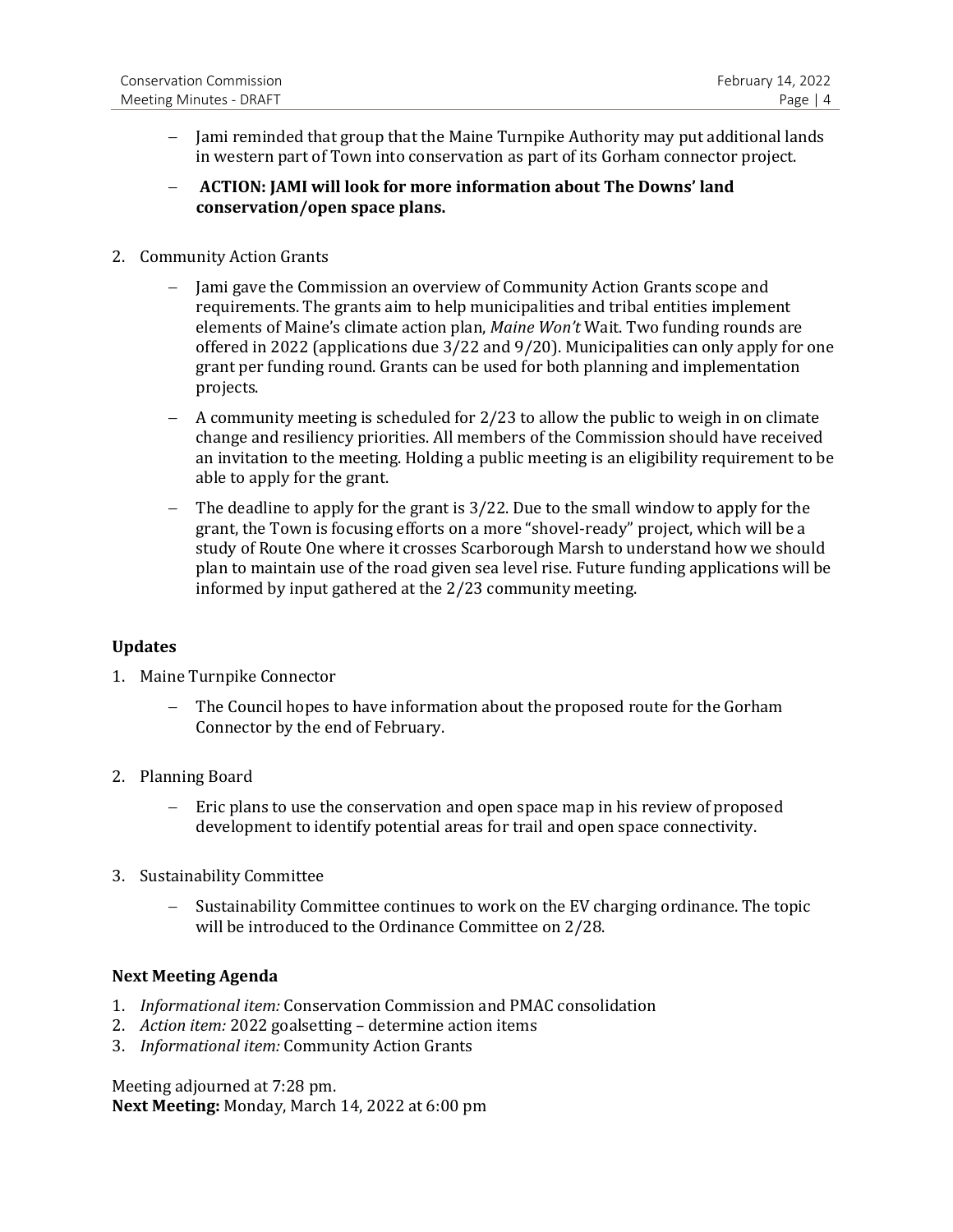- Jami reminded that group that the Maine Turnpike Authority may put additional lands in western part of Town into conservation as part of its Gorham connector project.
- **ACTION: JAMI will look for more information about The Downs' land conservation/open space plans.**

2. Community Action Grants
   - Jami gave the Commission an overview of Community Action Grants scope and requirements. The grants aim to help municipalities and tribal entities implement elements of Maine's climate action plan, *Maine Won't* Wait. Two funding rounds are offered in 2022 (applications due 3/22 and 9/20). Municipalities can only apply for one grant per funding round. Grants can be used for both planning and implementation projects.
   - A community meeting is scheduled for 2/23 to allow the public to weigh in on climate change and resiliency priorities. All members of the Commission should have received an invitation to the meeting. Holding a public meeting is an eligibility requirement to be able to apply for the grant.
   - The deadline to apply for the grant is 3/22. Due to the small window to apply for the grant, the Town is focusing efforts on a more "shovel-ready" project, which will be a study of Route One where it crosses Scarborough Marsh to understand how we should plan to maintain use of the road given sea level rise. Future funding applications will be informed by input gathered at the 2/23 community meeting.

### Updates

1. Maine Turnpike Connector
   - The Council hopes to have information about the proposed route for the Gorham Connector by the end of February.
2. Planning Board
   - Eric plans to use the conservation and open space map in his review of proposed development to identify potential areas for trail and open space connectivity.
3. Sustainability Committee
   - Sustainability Committee continues to work on the EV charging ordinance. The topic will be introduced to the Ordinance Committee on 2/28.

### Next Meeting Agenda

1. *Informational item:* Conservation Commission and PMAC consolidation
2. *Action item:* 2022 goalsetting – determine action items
3. *Informational item:* Community Action Grants

Meeting adjourned at 7:28 pm.
**Next Meeting:** Monday, March 14, 2022 at 6:00 pm